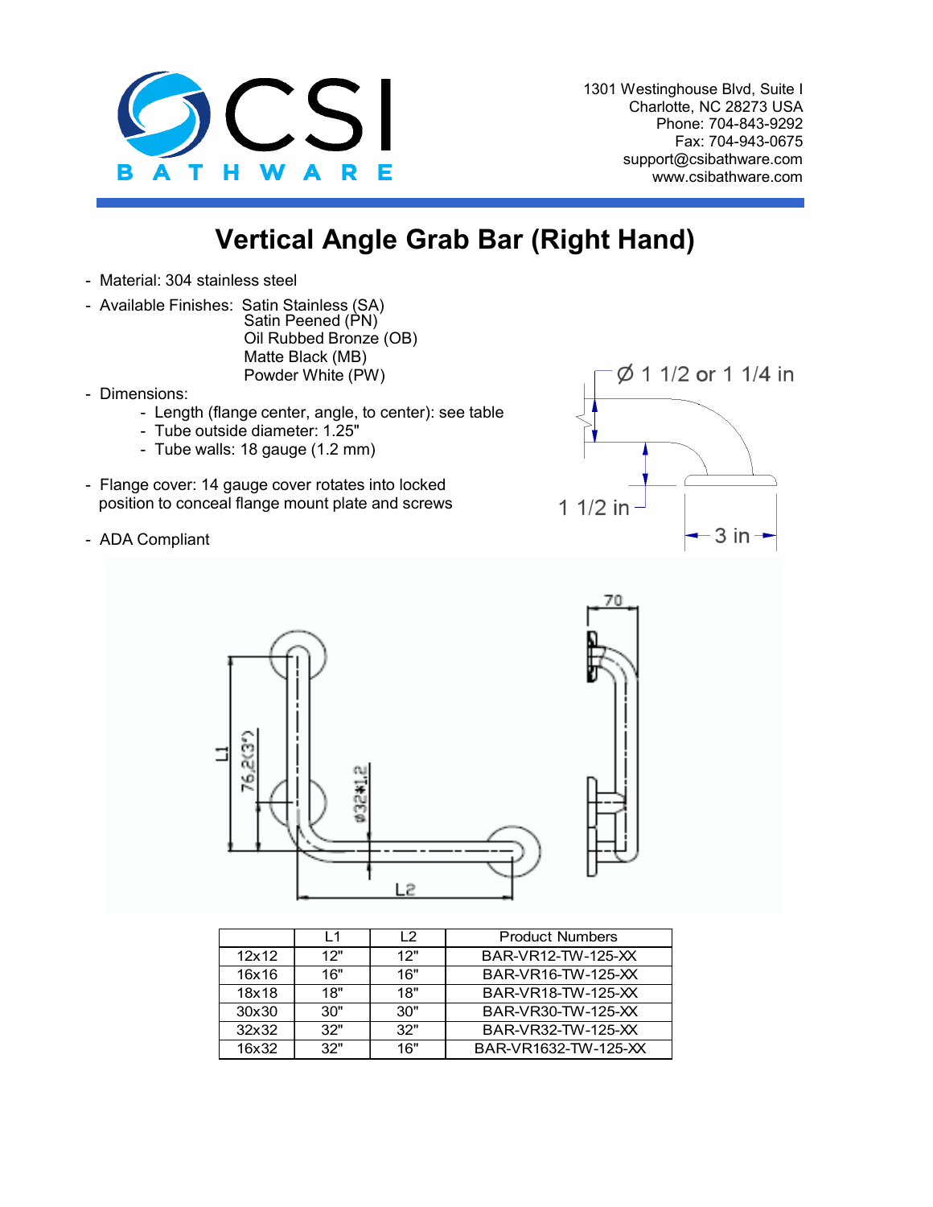CSI BATHWARE

1301 Westinghouse Blvd, Suite I
Charlotte, NC 28273 USA
Phone: 704-843-9292
Fax: 704-943-0675
support@csibathware.com
www.csibathware.com

# Vertical Angle Grab Bar (Right Hand)

- Material: 304 stainless steel
- Available Finishes: Satin Stainless (SA)
  Satin Peened (PN)
  Oil Rubbed Bronze (OB)
  Matte Black (MB)
  Powder White (PW)
- Dimensions:
  - Length (flange center, angle, to center): see table
  - Tube outside diameter: 1.25"
  - Tube walls: 18 gauge (1.2 mm)
- Flange cover: 14 gauge cover rotates into locked position to conceal flange mount plate and screws
- ADA Compliant

Ø 1 1/2 or 1 1/4 in

1 1/2 in

3 in

70

L1

76,2(3")

ø32*1,2

L2

| | L1 | L2 | Product Numbers |
|---|---|---|---|
| 12x12 | 12" | 12" | BAR-VR12-TW-125-XX |
| 16x16 | 16" | 16" | BAR-VR16-TW-125-XX |
| 18x18 | 18" | 18" | BAR-VR18-TW-125-XX |
| 30x30 | 30" | 30" | BAR-VR30-TW-125-XX |
| 32x32 | 32" | 32" | BAR-VR32-TW-125-XX |
| 16x32 | 32" | 16" | BAR-VR1632-TW-125-XX |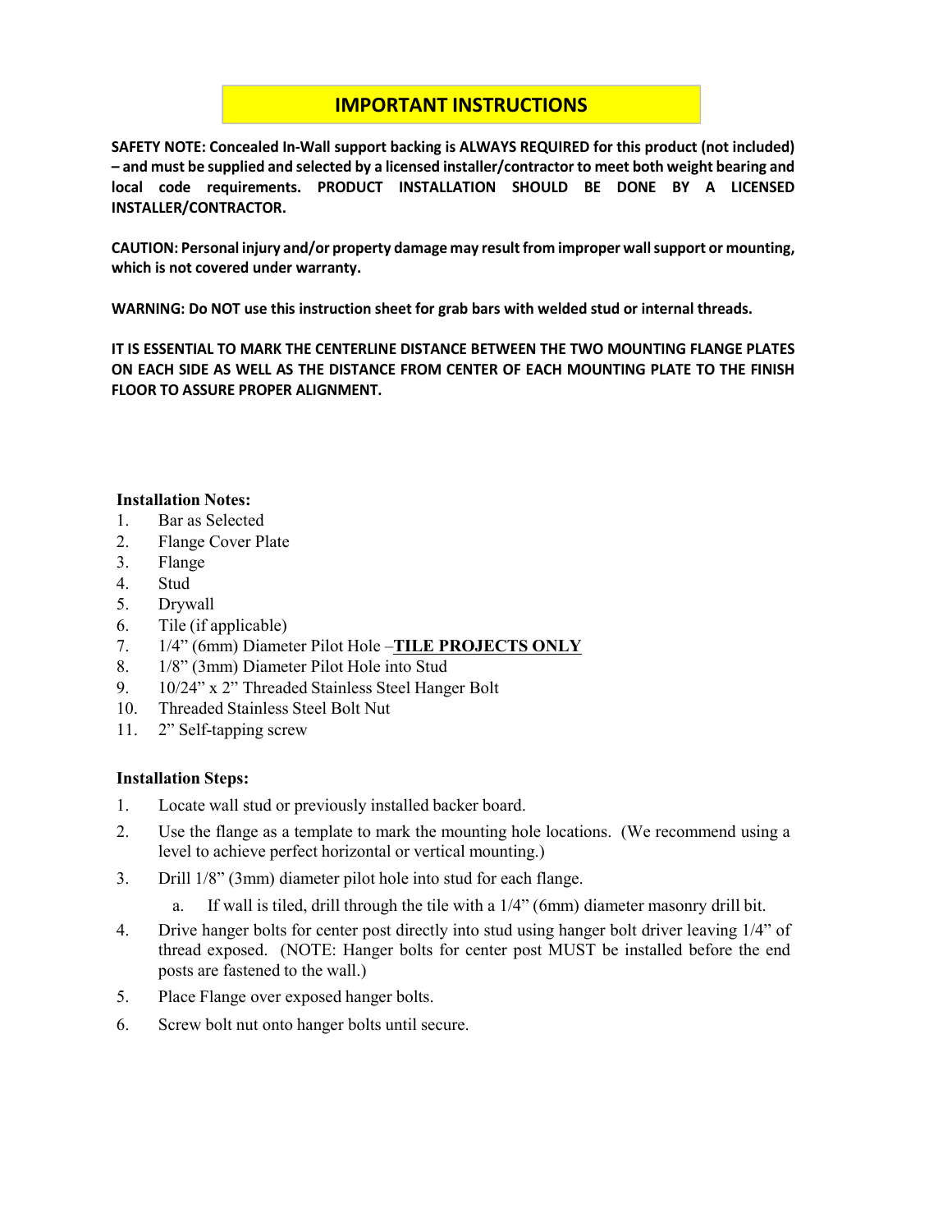# IMPORTANT INSTRUCTIONS

**SAFETY NOTE: Concealed In-Wall support backing is ALWAYS REQUIRED for this product (not included) – and must be supplied and selected by a licensed installer/contractor to meet both weight bearing and local code requirements. PRODUCT INSTALLATION SHOULD BE DONE BY A LICENSED INSTALLER/CONTRACTOR.**

**CAUTION: Personal injury and/or property damage may result from improper wall support or mounting, which is not covered under warranty.**

**WARNING: Do NOT use this instruction sheet for grab bars with welded stud or internal threads.**

**IT IS ESSENTIAL TO MARK THE CENTERLINE DISTANCE BETWEEN THE TWO MOUNTING FLANGE PLATES ON EACH SIDE AS WELL AS THE DISTANCE FROM CENTER OF EACH MOUNTING PLATE TO THE FINISH FLOOR TO ASSURE PROPER ALIGNMENT.**

**Installation Notes:**

1. Bar as Selected
2. Flange Cover Plate
3. Flange
4. Stud
5. Drywall
6. Tile (if applicable)
7. 1/4" (6mm) Diameter Pilot Hole –**TILE PROJECTS ONLY**
8. 1/8" (3mm) Diameter Pilot Hole into Stud
9. 10/24" x 2" Threaded Stainless Steel Hanger Bolt
10. Threaded Stainless Steel Bolt Nut
11. 2" Self-tapping screw

**Installation Steps:**

1. Locate wall stud or previously installed backer board.
2. Use the flange as a template to mark the mounting hole locations. (We recommend using a level to achieve perfect horizontal or vertical mounting.)
3. Drill 1/8" (3mm) diameter pilot hole into stud for each flange.
   a. If wall is tiled, drill through the tile with a 1/4" (6mm) diameter masonry drill bit.
4. Drive hanger bolts for center post directly into stud using hanger bolt driver leaving 1/4" of thread exposed. (NOTE: Hanger bolts for center post MUST be installed before the end posts are fastened to the wall.)
5. Place Flange over exposed hanger bolts.
6. Screw bolt nut onto hanger bolts until secure.